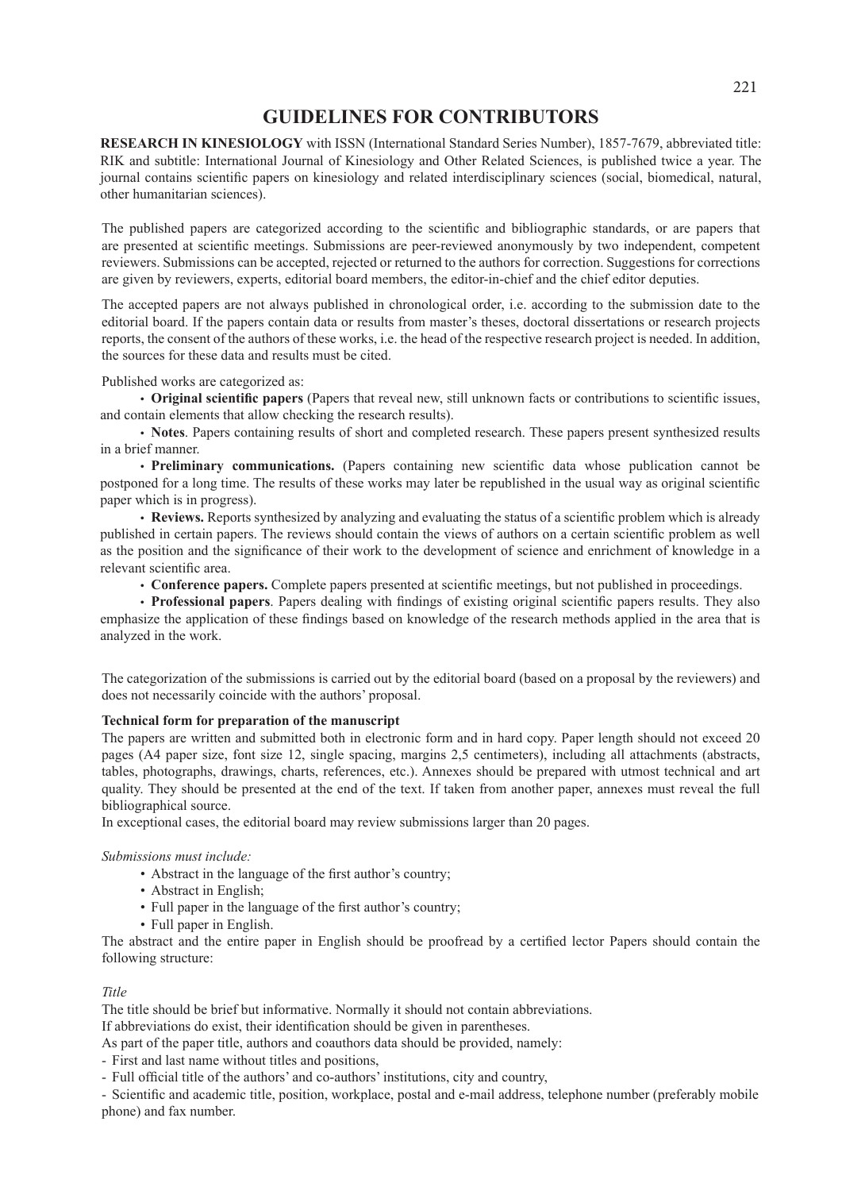# GUIDELINES FOR CONTRIBUTORS

**RESEARCH IN KINESIOLOGY** with ISSN (International Standard Series Number), 1857-7679, abbreviated title: RIK and subtitle: International Journal of Kinesiology and Other Related Sciences, is published twice a year. The journal contains scientific papers on kinesiology and related interdisciplinary sciences (social, biomedical, natural, other humanitarian sciences).

The published papers are categorized according to the scientific and bibliographic standards, or are papers that are presented at scientific meetings. Submissions are peer-reviewed anonymously by two independent, competent reviewers. Submissions can be accepted, rejected or returned to the authors for correction. Suggestions for corrections are given by reviewers, experts, editorial board members, the editor-in-chief and the chief editor deputies.

The accepted papers are not always published in chronological order, i.e. according to the submission date to the editorial board. If the papers contain data or results from master's theses, doctoral dissertations or research projects reports, the consent of the authors of these works, i.e. the head of the respective research project is needed. In addition, the sources for these data and results must be cited.

Published works are categorized as:

- **Original scientific papers** (Papers that reveal new, still unknown facts or contributions to scientific issues, and contain elements that allow checking the research results).
- **Notes**. Papers containing results of short and completed research. These papers present synthesized results in a brief manner.
- **Preliminary communications.** (Papers containing new scientific data whose publication cannot be postponed for a long time. The results of these works may later be republished in the usual way as original scientific paper which is in progress).
- **Reviews.** Reports synthesized by analyzing and evaluating the status of a scientific problem which is already published in certain papers. The reviews should contain the views of authors on a certain scientific problem as well as the position and the significance of their work to the development of science and enrichment of knowledge in a relevant scientific area.
- **Conference papers.** Complete papers presented at scientific meetings, but not published in proceedings.
- **Professional papers**. Papers dealing with findings of existing original scientific papers results. They also emphasize the application of these findings based on knowledge of the research methods applied in the area that is analyzed in the work.

The categorization of the submissions is carried out by the editorial board (based on a proposal by the reviewers) and does not necessarily coincide with the authors' proposal.

**Technical form for preparation of the manuscript**

The papers are written and submitted both in electronic form and in hard copy. Paper length should not exceed 20 pages (A4 paper size, font size 12, single spacing, margins 2,5 centimeters), including all attachments (abstracts, tables, photographs, drawings, charts, references, etc.). Annexes should be prepared with utmost technical and art quality. They should be presented at the end of the text. If taken from another paper, annexes must reveal the full bibliographical source.

In exceptional cases, the editorial board may review submissions larger than 20 pages.

*Submissions must include:*

- Abstract in the language of the first author's country;
- Abstract in English;
- Full paper in the language of the first author's country;
- Full paper in English.

The abstract and the entire paper in English should be proofread by a certified lector Papers should contain the following structure:

*Title*

The title should be brief but informative. Normally it should not contain abbreviations.

If abbreviations do exist, their identification should be given in parentheses.

As part of the paper title, authors and coauthors data should be provided, namely:

- First and last name without titles and positions,
- Full official title of the authors' and co-authors' institutions, city and country,
- Scientific and academic title, position, workplace, postal and e-mail address, telephone number (preferably mobile phone) and fax number.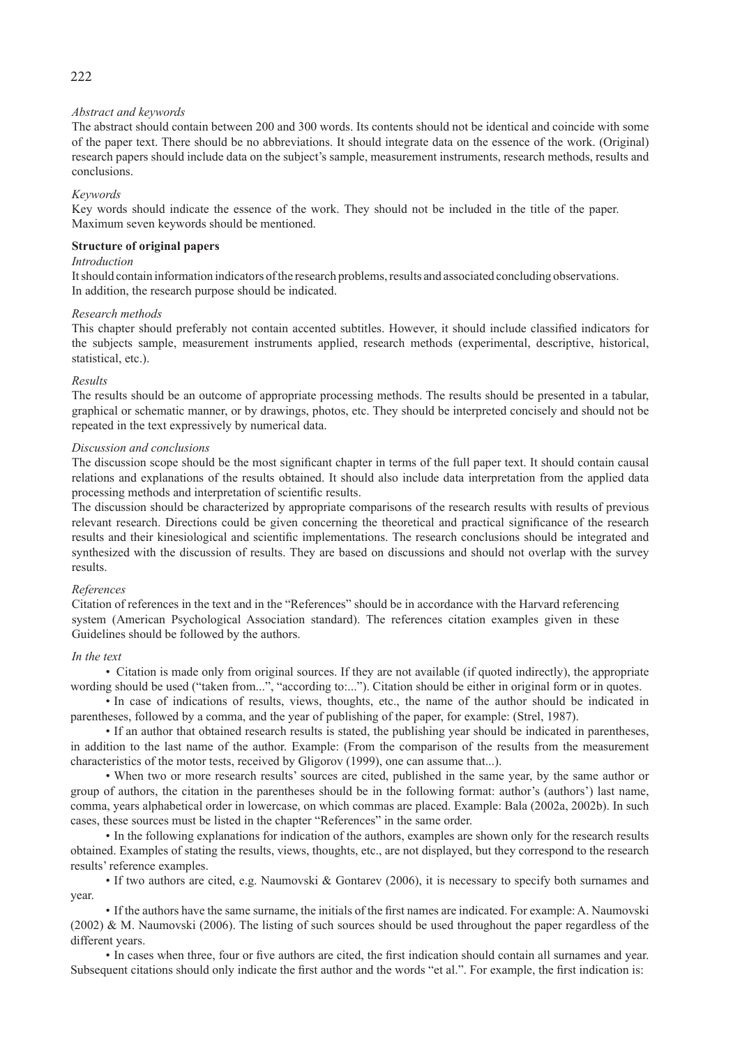*Abstract and keywords*

The abstract should contain between 200 and 300 words. Its contents should not be identical and coincide with some of the paper text. There should be no abbreviations. It should integrate data on the essence of the work. (Original) research papers should include data on the subject's sample, measurement instruments, research methods, results and conclusions.

*Keywords*

Key words should indicate the essence of the work. They should not be included in the title of the paper. Maximum seven keywords should be mentioned.

**Structure of original papers**

*Introduction*

It should contain information indicators of the research problems, results and associated concluding observations. In addition, the research purpose should be indicated.

*Research methods*

This chapter should preferably not contain accented subtitles. However, it should include classified indicators for the subjects sample, measurement instruments applied, research methods (experimental, descriptive, historical, statistical, etc.).

*Results*

The results should be an outcome of appropriate processing methods. The results should be presented in a tabular, graphical or schematic manner, or by drawings, photos, etc. They should be interpreted concisely and should not be repeated in the text expressively by numerical data.

*Discussion and conclusions*

The discussion scope should be the most significant chapter in terms of the full paper text. It should contain causal relations and explanations of the results obtained. It should also include data interpretation from the applied data processing methods and interpretation of scientific results.

The discussion should be characterized by appropriate comparisons of the research results with results of previous relevant research. Directions could be given concerning the theoretical and practical significance of the research results and their kinesiological and scientific implementations. The research conclusions should be integrated and synthesized with the discussion of results. They are based on discussions and should not overlap with the survey results.

*References*

Citation of references in the text and in the "References" should be in accordance with the Harvard referencing system (American Psychological Association standard). The references citation examples given in these Guidelines should be followed by the authors.

*In the text*

- Citation is made only from original sources. If they are not available (if quoted indirectly), the appropriate wording should be used ("taken from...", "according to:..."). Citation should be either in original form or in quotes.
- In case of indications of results, views, thoughts, etc., the name of the author should be indicated in parentheses, followed by a comma, and the year of publishing of the paper, for example: (Strel, 1987).
- If an author that obtained research results is stated, the publishing year should be indicated in parentheses, in addition to the last name of the author. Example: (From the comparison of the results from the measurement characteristics of the motor tests, received by Gligorov (1999), one can assume that...).
- When two or more research results' sources are cited, published in the same year, by the same author or group of authors, the citation in the parentheses should be in the following format: author's (authors') last name, comma, years alphabetical order in lowercase, on which commas are placed. Example: Bala (2002a, 2002b). In such cases, these sources must be listed in the chapter "References" in the same order.
- In the following explanations for indication of the authors, examples are shown only for the research results obtained. Examples of stating the results, views, thoughts, etc., are not displayed, but they correspond to the research results' reference examples.
- If two authors are cited, e.g. Naumovski & Gontarev (2006), it is necessary to specify both surnames and year.
- If the authors have the same surname, the initials of the first names are indicated. For example: A. Naumovski (2002) & M. Naumovski (2006). The listing of such sources should be used throughout the paper regardless of the different years.
- In cases when three, four or five authors are cited, the first indication should contain all surnames and year. Subsequent citations should only indicate the first author and the words "et al.". For example, the first indication is: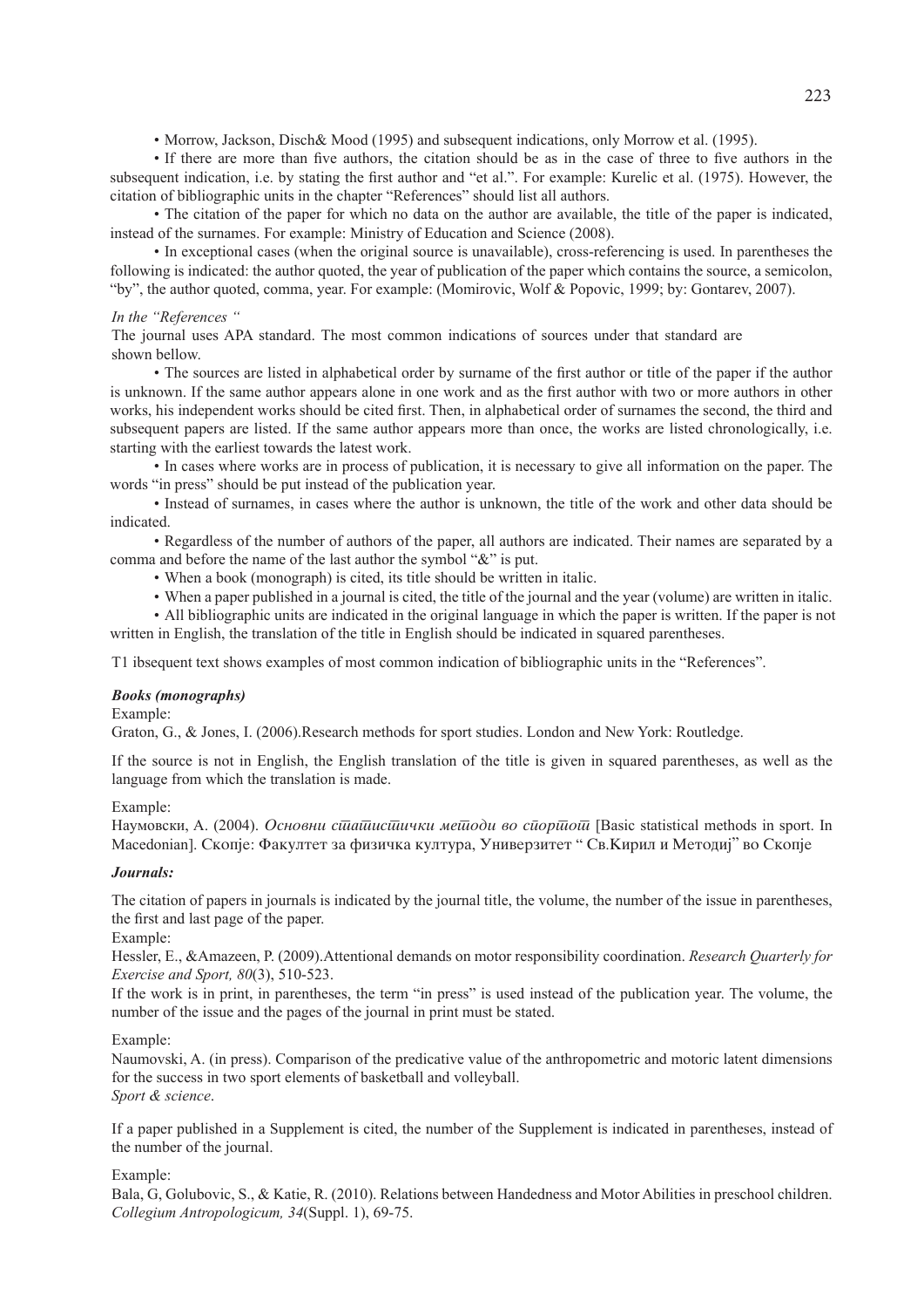• Morrow, Jackson, Disch& Mood (1995) and subsequent indications, only Morrow et al. (1995).

• If there are more than five authors, the citation should be as in the case of three to five authors in the subsequent indication, i.e. by stating the first author and "et al.". For example: Kurelic et al. (1975). However, the citation of bibliographic units in the chapter "References" should list all authors.

• The citation of the paper for which no data on the author are available, the title of the paper is indicated, instead of the surnames. For example: Ministry of Education and Science (2008).

• In exceptional cases (when the original source is unavailable), cross-referencing is used. In parentheses the following is indicated: the author quoted, the year of publication of the paper which contains the source, a semicolon, "by", the author quoted, comma, year. For example: (Momirovic, Wolf & Popovic, 1999; by: Gontarev, 2007).

*In the "References "*

The journal uses APA standard. The most common indications of sources under that standard are shown bellow.

• The sources are listed in alphabetical order by surname of the first author or title of the paper if the author is unknown. If the same author appears alone in one work and as the first author with two or more authors in other works, his independent works should be cited first. Then, in alphabetical order of surnames the second, the third and subsequent papers are listed. If the same author appears more than once, the works are listed chronologically, i.e. starting with the earliest towards the latest work.

• In cases where works are in process of publication, it is necessary to give all information on the paper. The words "in press" should be put instead of the publication year.

• Instead of surnames, in cases where the author is unknown, the title of the work and other data should be indicated.

• Regardless of the number of authors of the paper, all authors are indicated. Their names are separated by a comma and before the name of the last author the symbol "&" is put.

• When a book (monograph) is cited, its title should be written in italic.

• When a paper published in a journal is cited, the title of the journal and the year (volume) are written in italic.

• All bibliographic units are indicated in the original language in which the paper is written. If the paper is not written in English, the translation of the title in English should be indicated in squared parentheses.

T1 ibsequent text shows examples of most common indication of bibliographic units in the "References".

***Books (monographs)***

Example:

Graton, G., & Jones, I. (2006).Research methods for sport studies. London and New York: Routledge.

If the source is not in English, the English translation of the title is given in squared parentheses, as well as the language from which the translation is made.

Example:

Наумовски, А. (2004). *Основни статистички методи во спортот* [Basic statistical methods in sport. In Macedonian]. Скопје: Факултет за физичка култура, Универзитет " Св.Кирил и Методиј" во Скопје

***Journals:***

The citation of papers in journals is indicated by the journal title, the volume, the number of the issue in parentheses, the first and last page of the paper.

Example:

Hessler, E., &Amazeen, P. (2009).Attentional demands on motor responsibility coordination. *Research Quarterly for Exercise and Sport, 80*(3), 510-523.

If the work is in print, in parentheses, the term "in press" is used instead of the publication year. The volume, the number of the issue and the pages of the journal in print must be stated.

Example:

Naumovski, A. (in press). Comparison of the predicative value of the anthropometric and motoric latent dimensions for the success in two sport elements of basketball and volleyball.
*Sport & science*.

If a paper published in a Supplement is cited, the number of the Supplement is indicated in parentheses, instead of the number of the journal.

Example:

Bala, G, Golubovic, S., & Katie, R. (2010). Relations between Handedness and Motor Abilities in preschool children. *Collegium Antropologicum, 34*(Suppl. 1), 69-75.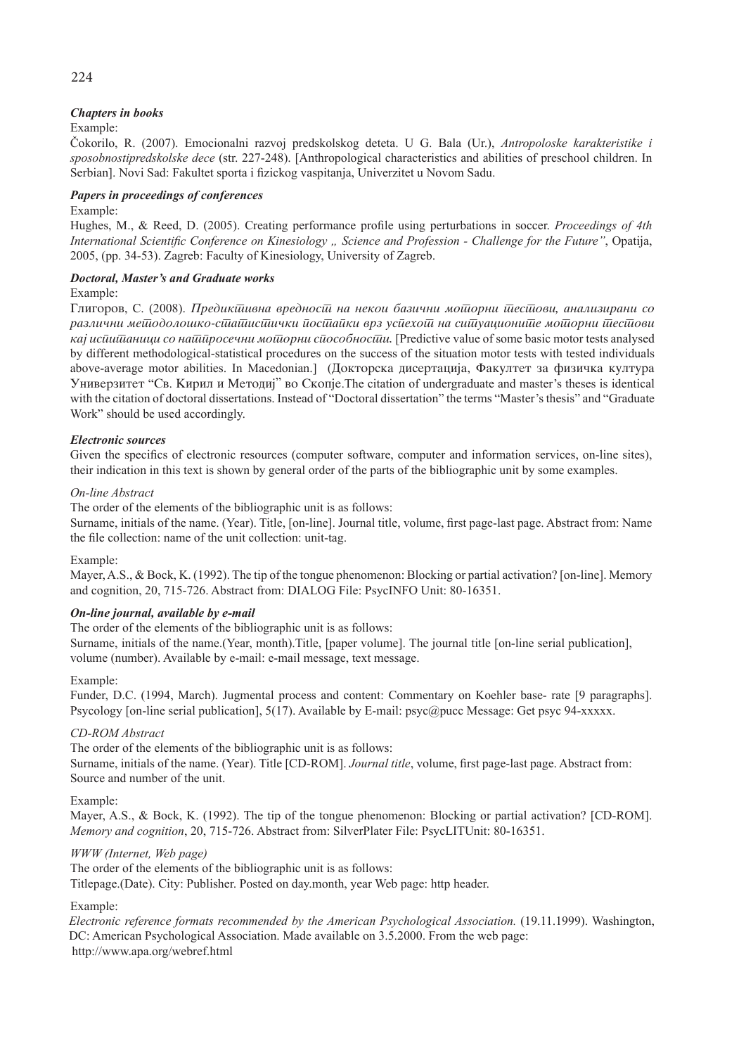### *Chapters in books*

Example:

Čokorilo, R. (2007). Emocionalni razvoj predskolskog deteta. U G. Bala (Ur.), *Antropoloske karakteristike i sposobnostipredskolske dece* (str. 227-248). [Anthropological characteristics and abilities of preschool children. In Serbian]. Novi Sad: Fakultet sporta i fizickog vaspitanja, Univerzitet u Novom Sadu.

### *Papers in proceedings of conferences*

Example:

Hughes, M., & Reed, D. (2005). Creating performance profile using perturbations in soccer. *Proceedings of 4th International Scientific Conference on Kinesiology „ Science and Profession - Challenge for the Future"*, Opatija, 2005, (pp. 34-53). Zagreb: Faculty of Kinesiology, University of Zagreb.

### *Doctoral, Master's and Graduate works*

Example:

Глигоров, С. (2008). *Предиктивна вредност на некои базични моторни тестови, анализирани со различни методолошко-статистички постапки врз успехот на ситуационите моторни тестови кај испитаници со натпросечни моторни способности.* [Predictive value of some basic motor tests analysed by different methodological-statistical procedures on the success of the situation motor tests with tested individuals above-average motor abilities. In Macedonian.] (Докторска дисертација, Факултет за физичка култура Универзитет "Св. Кирил и Методиј" во Скопје.The citation of undergraduate and master's theses is identical with the citation of doctoral dissertations. Instead of "Doctoral dissertation" the terms "Master's thesis" and "Graduate Work" should be used accordingly.

### *Electronic sources*

Given the specifics of electronic resources (computer software, computer and information services, on-line sites), their indication in this text is shown by general order of the parts of the bibliographic unit by some examples.

*On-line Abstract*

The order of the elements of the bibliographic unit is as follows:

Surname, initials of the name. (Year). Title, [on-line]. Journal title, volume, first page-last page. Abstract from: Name the file collection: name of the unit collection: unit-tag.

Example:

Mayer, A.S., & Bock, K. (1992). The tip of the tongue phenomenon: Blocking or partial activation? [on-line]. Memory and cognition, 20, 715-726. Abstract from: DIALOG File: PsycINFO Unit: 80-16351.

### *On-line journal, available by e-mail*

The order of the elements of the bibliographic unit is as follows:

Surname, initials of the name.(Year, month).Title, [paper volume]. The journal title [on-line serial publication], volume (number). Available by e-mail: e-mail message, text message.

Example:

Funder, D.C. (1994, March). Jugmental process and content: Commentary on Koehler base- rate [9 paragraphs]. Psycology [on-line serial publication], 5(17). Available by E-mail: psyc@pucc Message: Get psyc 94-xxxxx.

*CD-ROM Abstract*

The order of the elements of the bibliographic unit is as follows:

Surname, initials of the name. (Year). Title [CD-ROM]. *Journal title*, volume, first page-last page. Abstract from: Source and number of the unit.

Example:

Mayer, A.S., & Bock, K. (1992). The tip of the tongue phenomenon: Blocking or partial activation? [CD-ROM]. *Memory and cognition*, 20, 715-726. Abstract from: SilverPlater File: PsycLITUnit: 80-16351.

*WWW (Internet, Web page)*

The order of the elements of the bibliographic unit is as follows:

Titlepage.(Date). City: Publisher. Posted on day.month, year Web page: http header.

Example:

*Electronic reference formats recommended by the American Psychological Association.* (19.11.1999). Washington, DC: American Psychological Association. Made available on 3.5.2000. From the web page: http://www.apa.org/webref.html